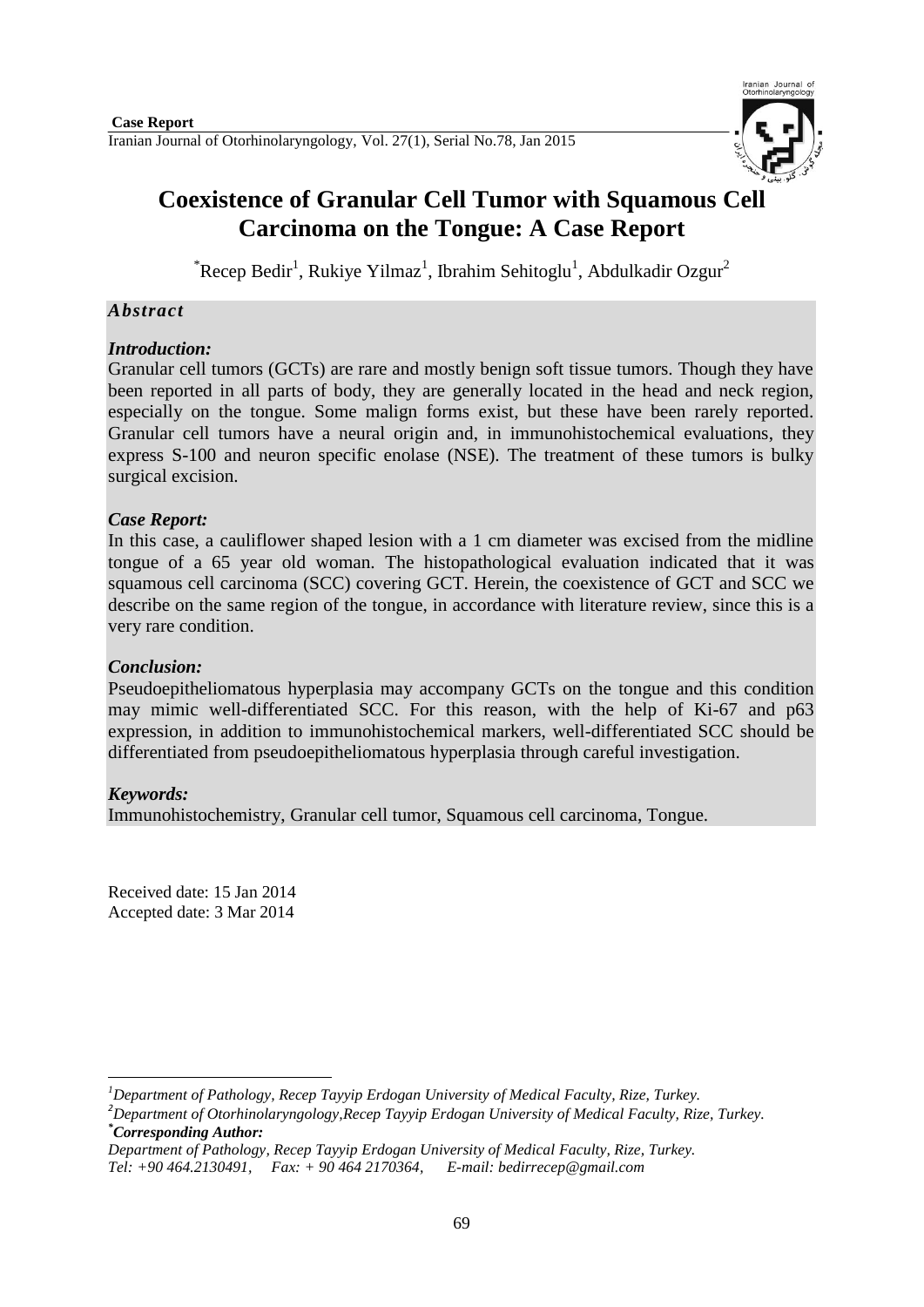**Case Report**

# Coexistence of Granular Cell Tumor with Squamous Cell Carcinoma on the Tongue: A Case Report

[*]Recep Bedir[1], Rukiye Yilmaz[1], Ibrahim Sehitoglu[1], Abdulkadir Ozgur[2]

## *Abstract*

### *Introduction:*

Granular cell tumors (GCTs) are rare and mostly benign soft tissue tumors. Though they have been reported in all parts of body, they are generally located in the head and neck region, especially on the tongue. Some malign forms exist, but these have been rarely reported. Granular cell tumors have a neural origin and, in immunohistochemical evaluations, they express S-100 and neuron specific enolase (NSE). The treatment of these tumors is bulky surgical excision.

### *Case Report:*

In this case, a cauliflower shaped lesion with a 1 cm diameter was excised from the midline tongue of a 65 year old woman. The histopathological evaluation indicated that it was squamous cell carcinoma (SCC) covering GCT. Herein, the coexistence of GCT and SCC we describe on the same region of the tongue, in accordance with literature review, since this is a very rare condition.

### *Conclusion:*

Pseudoepitheliomatous hyperplasia may accompany GCTs on the tongue and this condition may mimic well-differentiated SCC. For this reason, with the help of Ki-67 and p63 expression, in addition to immunohistochemical markers, well-differentiated SCC should be differentiated from pseudoepitheliomatous hyperplasia through careful investigation.

### *Keywords:*

Immunohistochemistry, Granular cell tumor, Squamous cell carcinoma, Tongue.

Received date: 15 Jan 2014
Accepted date: 3 Mar 2014

---

[1]*Department of Pathology, Recep Tayyip Erdogan University of Medical Faculty, Rize, Turkey.*
[2]*Department of Otorhinolaryngology,Recep Tayyip Erdogan University of Medical Faculty, Rize, Turkey.*
[*]***Corresponding Author:***
*Department of Pathology, Recep Tayyip Erdogan University of Medical Faculty, Rize, Turkey.*
*Tel: +90 464.2130491, Fax: + 90 464 2170364, E-mail: bedirrecep@gmail.com*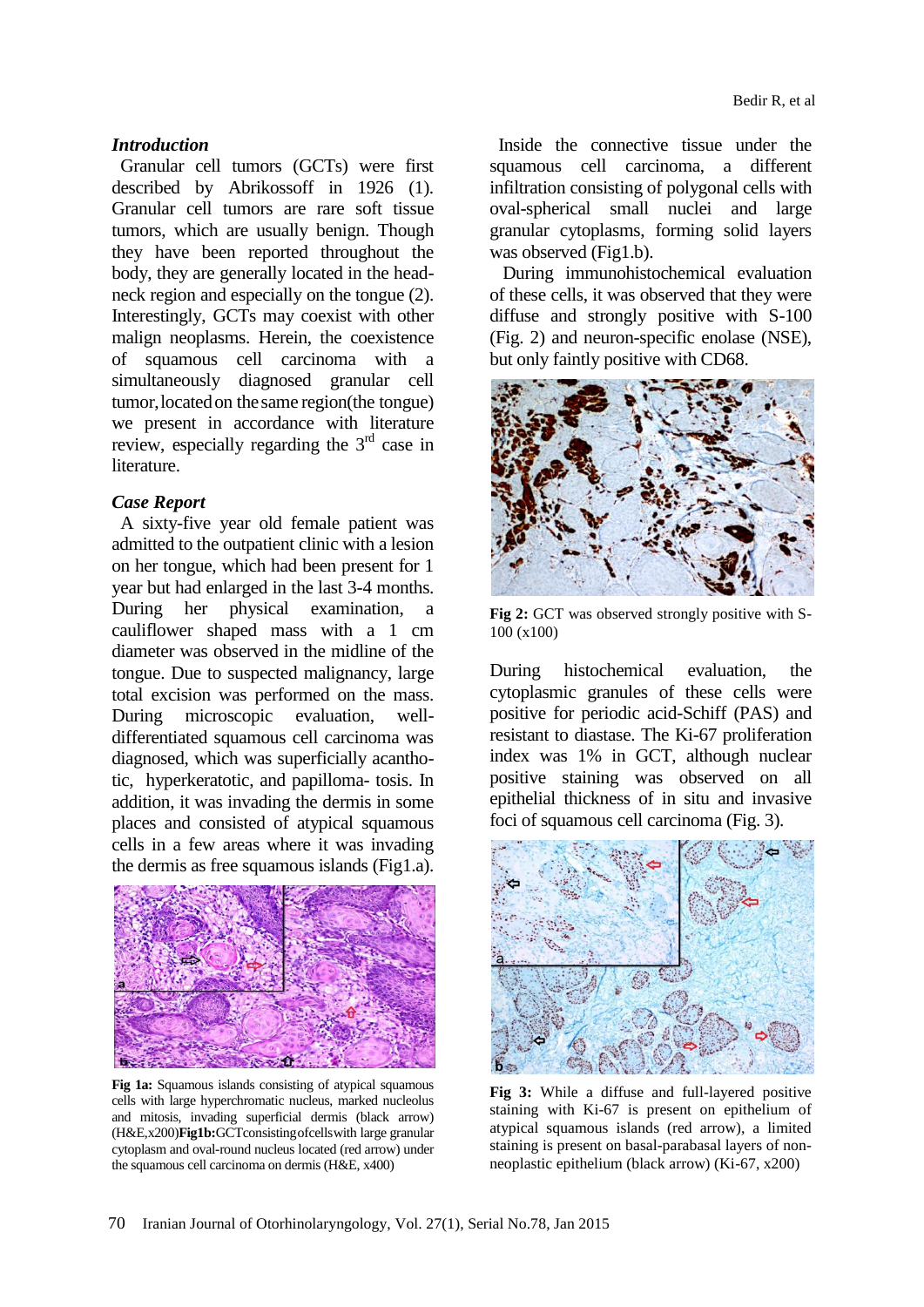### *Introduction*

Granular cell tumors (GCTs) were first described by Abrikossoff in 1926 (1). Granular cell tumors are rare soft tissue tumors, which are usually benign. Though they have been reported throughout the body, they are generally located in the head-neck region and especially on the tongue (2). Interestingly, GCTs may coexist with other malign neoplasms. Herein, the coexistence of squamous cell carcinoma with a simultaneously diagnosed granular cell tumor, located on the same region(the tongue) we present in accordance with literature review, especially regarding the 3[rd] case in literature.

### *Case Report*

A sixty-five year old female patient was admitted to the outpatient clinic with a lesion on her tongue, which had been present for 1 year but had enlarged in the last 3-4 months. During her physical examination, a cauliflower shaped mass with a 1 cm diameter was observed in the midline of the tongue. Due to suspected malignancy, large total excision was performed on the mass. During microscopic evaluation, well-differentiated squamous cell carcinoma was diagnosed, which was superficially acantho-tic, hyperkeratotic, and papilloma- tosis. In addition, it was invading the dermis in some places and consisted of atypical squamous cells in a few areas where it was invading the dermis as free squamous islands (Fig1.a).

**Fig 1a:** Squamous islands consisting of atypical squamous cells with large hyperchromatic nucleus, marked nucleolus and mitosis, invading superficial dermis (black arrow) (H&E,x200)**Fig1b:**GCTconsistingofcellswith large granular cytoplasm and oval-round nucleus located (red arrow) under the squamous cell carcinoma on dermis (H&E, x400)

Inside the connective tissue under the squamous cell carcinoma, a different infiltration consisting of polygonal cells with oval-spherical small nuclei and large granular cytoplasms, forming solid layers was observed (Fig1.b).

During immunohistochemical evaluation of these cells, it was observed that they were diffuse and strongly positive with S-100 (Fig. 2) and neuron-specific enolase (NSE), but only faintly positive with CD68.

**Fig 2:** GCT was observed strongly positive with S-100 (x100)

During histochemical evaluation, the cytoplasmic granules of these cells were positive for periodic acid-Schiff (PAS) and resistant to diastase. The Ki-67 proliferation index was 1% in GCT, although nuclear positive staining was observed on all epithelial thickness of in situ and invasive foci of squamous cell carcinoma (Fig. 3).

**Fig 3:** While a diffuse and full-layered positive staining with Ki-67 is present on epithelium of atypical squamous islands (red arrow), a limited staining is present on basal-parabasal layers of non-neoplastic epithelium (black arrow) (Ki-67, x200)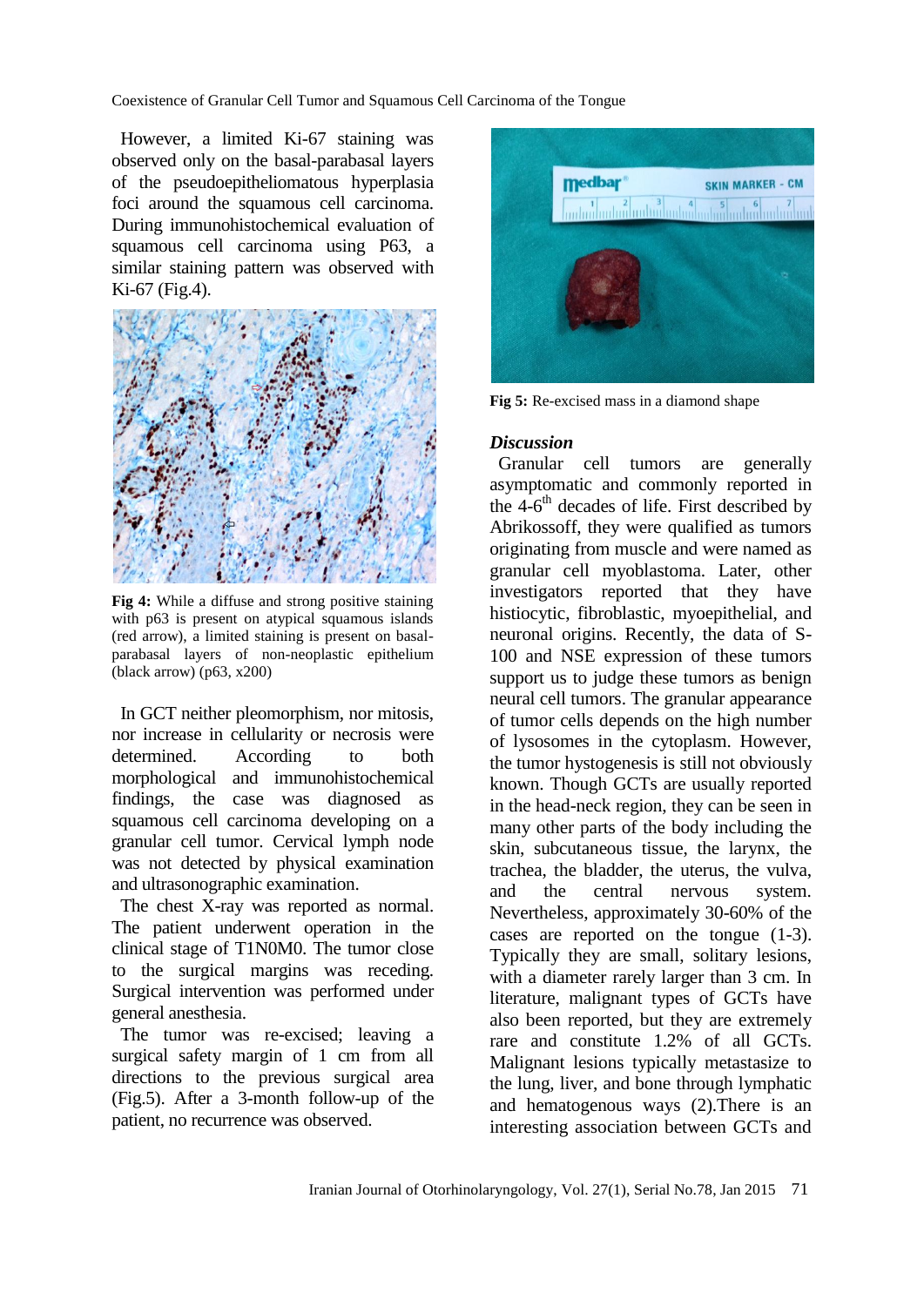However, a limited Ki-67 staining was observed only on the basal-parabasal layers of the pseudoepitheliomatous hyperplasia foci around the squamous cell carcinoma. During immunohistochemical evaluation of squamous cell carcinoma using P63, a similar staining pattern was observed with Ki-67 (Fig.4).

**Fig 4:** While a diffuse and strong positive staining with p63 is present on atypical squamous islands (red arrow), a limited staining is present on basal-parabasal layers of non-neoplastic epithelium (black arrow) (p63, x200)

In GCT neither pleomorphism, nor mitosis, nor increase in cellularity or necrosis were determined. According to both morphological and immunohistochemical findings, the case was diagnosed as squamous cell carcinoma developing on a granular cell tumor. Cervical lymph node was not detected by physical examination and ultrasonographic examination.

The chest X-ray was reported as normal. The patient underwent operation in the clinical stage of T1N0M0. The tumor close to the surgical margins was receding. Surgical intervention was performed under general anesthesia.

The tumor was re-excised; leaving a surgical safety margin of 1 cm from all directions to the previous surgical area (Fig.5). After a 3-month follow-up of the patient, no recurrence was observed.

**Fig 5:** Re-excised mass in a diamond shape

### *Discussion*

Granular cell tumors are generally asymptomatic and commonly reported in the 4-6$^{th}$ decades of life. First described by Abrikossoff, they were qualified as tumors originating from muscle and were named as granular cell myoblastoma. Later, other investigators reported that they have histiocytic, fibroblastic, myoepithelial, and neuronal origins. Recently, the data of S-100 and NSE expression of these tumors support us to judge these tumors as benign neural cell tumors. The granular appearance of tumor cells depends on the high number of lysosomes in the cytoplasm. However, the tumor hystogenesis is still not obviously known. Though GCTs are usually reported in the head-neck region, they can be seen in many other parts of the body including the skin, subcutaneous tissue, the larynx, the trachea, the bladder, the uterus, the vulva, and the central nervous system. Nevertheless, approximately 30-60% of the cases are reported on the tongue (1-3). Typically they are small, solitary lesions, with a diameter rarely larger than 3 cm. In literature, malignant types of GCTs have also been reported, but they are extremely rare and constitute 1.2% of all GCTs. Malignant lesions typically metastasize to the lung, liver, and bone through lymphatic and hematogenous ways (2).There is an interesting association between GCTs and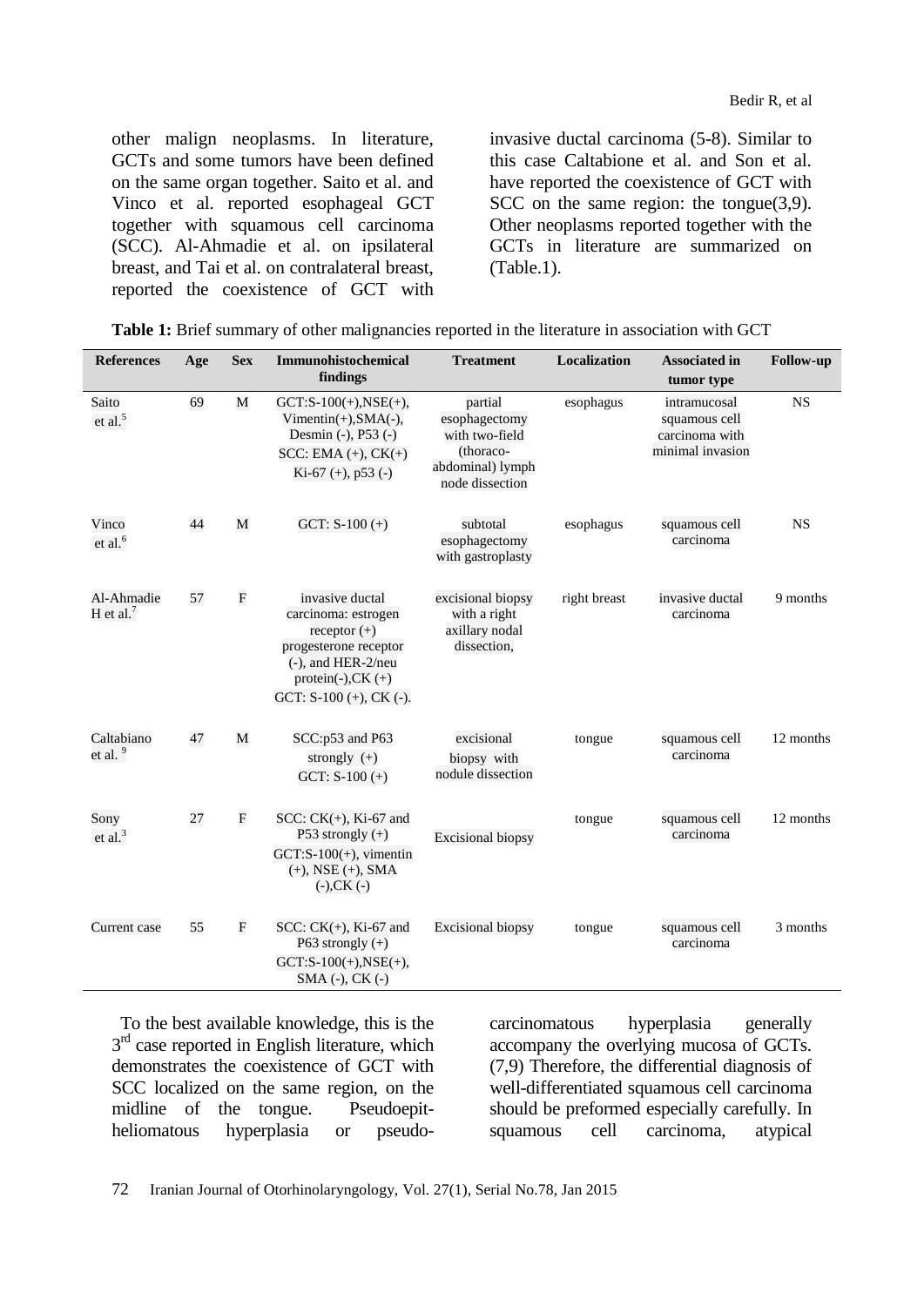other malign neoplasms. In literature, GCTs and some tumors have been defined on the same organ together. Saito et al. and Vinco et al. reported esophageal GCT together with squamous cell carcinoma (SCC). Al-Ahmadie et al. on ipsilateral breast, and Tai et al. on contralateral breast, reported the coexistence of GCT with invasive ductal carcinoma (5-8). Similar to this case Caltabione et al. and Son et al. have reported the coexistence of GCT with SCC on the same region: the tongue(3,9). Other neoplasms reported together with the GCTs in literature are summarized on (Table.1).

**Table 1:** Brief summary of other malignancies reported in the literature in association with GCT

| References | Age | Sex | Immunohistochemical findings | Treatment | Localization | Associated in tumor type | Follow-up |
|---|---|---|---|---|---|---|---|
| Saito et al.[5] | 69 | M | GCT:S-100(+),NSE(+), Vimentin(+),SMA(-), Desmin (-), P53 (-) SCC: EMA (+), CK(+) Ki-67 (+), p53 (-) | partial esophagectomy with two-field (thoraco-abdominal) lymph node dissection | esophagus | intramucosal squamous cell carcinoma with minimal invasion | NS |
| Vinco et al.[6] | 44 | M | GCT: S-100 (+) | subtotal esophagectomy with gastroplasty | esophagus | squamous cell carcinoma | NS |
| Al-Ahmadie H et al.[7] | 57 | F | invasive ductal carcinoma: estrogen receptor (+) progesterone receptor (-), and HER-2/neu protein(-),CK (+) GCT: S-100 (+), CK (-). | excisional biopsy with a right axillary nodal dissection, | right breast | invasive ductal carcinoma | 9 months |
| Caltabiano et al. [9] | 47 | M | SCC:p53 and P63 strongly (+) GCT: S-100 (+) | excisional biopsy with nodule dissection | tongue | squamous cell carcinoma | 12 months |
| Sony et al.[3] | 27 | F | SCC: CK(+), Ki-67 and P53 strongly (+) GCT:S-100(+), vimentin (+), NSE (+), SMA (-),CK (-) | Excisional biopsy | tongue | squamous cell carcinoma | 12 months |
| Current case | 55 | F | SCC: CK(+), Ki-67 and P63 strongly (+) GCT:S-100(+),NSE(+), SMA (-), CK (-) | Excisional biopsy | tongue | squamous cell carcinoma | 3 months |

To the best available knowledge, this is the 3rd case reported in English literature, which demonstrates the coexistence of GCT with SCC localized on the same region, on the midline of the tongue. Pseudoepitheliomatous hyperplasia or pseudocarcinomatous hyperplasia generally accompany the overlying mucosa of GCTs. (7,9) Therefore, the differential diagnosis of well-differentiated squamous cell carcinoma should be preformed especially carefully. In squamous cell carcinoma, atypical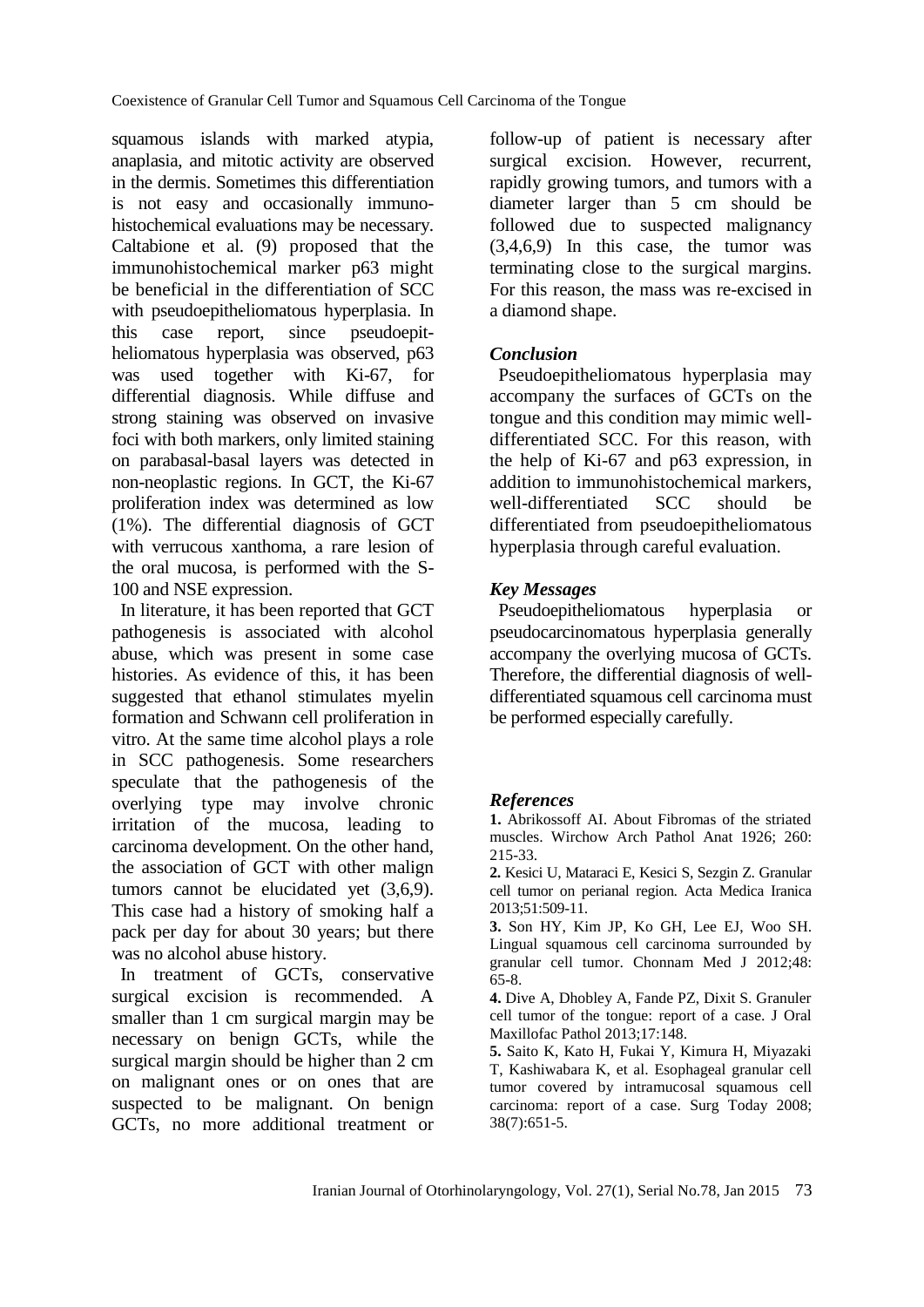squamous islands with marked atypia, anaplasia, and mitotic activity are observed in the dermis. Sometimes this differentiation is not easy and occasionally immunohistochemical evaluations may be necessary. Caltabione et al. (9) proposed that the immunohistochemical marker p63 might be beneficial in the differentiation of SCC with pseudoepitheliomatous hyperplasia. In this case report, since pseudoepitheliomatous hyperplasia was observed, p63 was used together with Ki-67, for differential diagnosis. While diffuse and strong staining was observed on invasive foci with both markers, only limited staining on parabasal-basal layers was detected in non-neoplastic regions. In GCT, the Ki-67 proliferation index was determined as low (1%). The differential diagnosis of GCT with verrucous xanthoma, a rare lesion of the oral mucosa, is performed with the S-100 and NSE expression.

In literature, it has been reported that GCT pathogenesis is associated with alcohol abuse, which was present in some case histories. As evidence of this, it has been suggested that ethanol stimulates myelin formation and Schwann cell proliferation in vitro. At the same time alcohol plays a role in SCC pathogenesis. Some researchers speculate that the pathogenesis of the overlying type may involve chronic irritation of the mucosa, leading to carcinoma development. On the other hand, the association of GCT with other malign tumors cannot be elucidated yet (3,6,9). This case had a history of smoking half a pack per day for about 30 years; but there was no alcohol abuse history.

In treatment of GCTs, conservative surgical excision is recommended. A smaller than 1 cm surgical margin may be necessary on benign GCTs, while the surgical margin should be higher than 2 cm on malignant ones or on ones that are suspected to be malignant. On benign GCTs, no more additional treatment or follow-up of patient is necessary after surgical excision. However, recurrent, rapidly growing tumors, and tumors with a diameter larger than 5 cm should be followed due to suspected malignancy (3,4,6,9) In this case, the tumor was terminating close to the surgical margins. For this reason, the mass was re-excised in a diamond shape.

### *Conclusion*

Pseudoepitheliomatous hyperplasia may accompany the surfaces of GCTs on the tongue and this condition may mimic well-differentiated SCC. For this reason, with the help of Ki-67 and p63 expression, in addition to immunohistochemical markers, well-differentiated SCC should be differentiated from pseudoepitheliomatous hyperplasia through careful evaluation.

### *Key Messages*

Pseudoepitheliomatous hyperplasia or pseudocarcinomatous hyperplasia generally accompany the overlying mucosa of GCTs. Therefore, the differential diagnosis of well-differentiated squamous cell carcinoma must be performed especially carefully.

### *References*

**1.** Abrikossoff AI. About Fibromas of the striated muscles. Wirchow Arch Pathol Anat 1926; 260: 215-33.

**2.** Kesici U, Mataraci E, Kesici S, Sezgin Z. Granular cell tumor on perianal region. Acta Medica Iranica 2013;51:509-11.

**3.** Son HY, Kim JP, Ko GH, Lee EJ, Woo SH. Lingual squamous cell carcinoma surrounded by granular cell tumor. Chonnam Med J 2012;48: 65-8.

**4.** Dive A, Dhobley A, Fande PZ, Dixit S. Granuler cell tumor of the tongue: report of a case. J Oral Maxillofac Pathol 2013;17:148.

**5.** Saito K, Kato H, Fukai Y, Kimura H, Miyazaki T, Kashiwabara K, et al. Esophageal granular cell tumor covered by intramucosal squamous cell carcinoma: report of a case. Surg Today 2008; 38(7):651-5.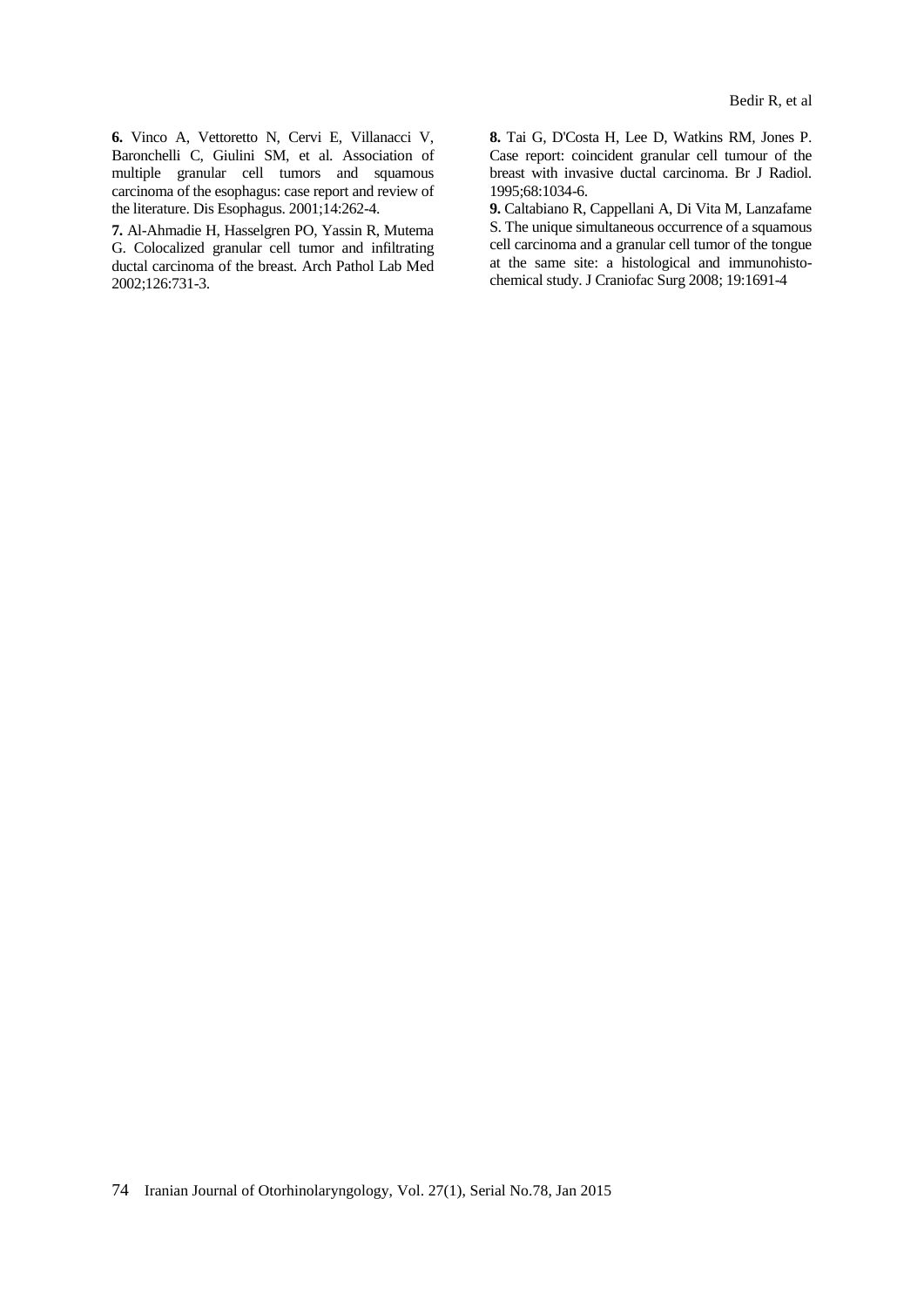**6.** Vinco A, Vettoretto N, Cervi E, Villanacci V, Baronchelli C, Giulini SM, et al. Association of multiple granular cell tumors and squamous carcinoma of the esophagus: case report and review of the literature. Dis Esophagus. 2001;14:262-4.

**7.** Al-Ahmadie H, Hasselgren PO, Yassin R, Mutema G. Colocalized granular cell tumor and infiltrating ductal carcinoma of the breast. Arch Pathol Lab Med 2002;126:731-3.

**8.** Tai G, D'Costa H, Lee D, Watkins RM, Jones P. Case report: coincident granular cell tumour of the breast with invasive ductal carcinoma. Br J Radiol. 1995;68:1034-6.

**9.** Caltabiano R, Cappellani A, Di Vita M, Lanzafame S. The unique simultaneous occurrence of a squamous cell carcinoma and a granular cell tumor of the tongue at the same site: a histological and immunohistochemical study. J Craniofac Surg 2008; 19:1691-4